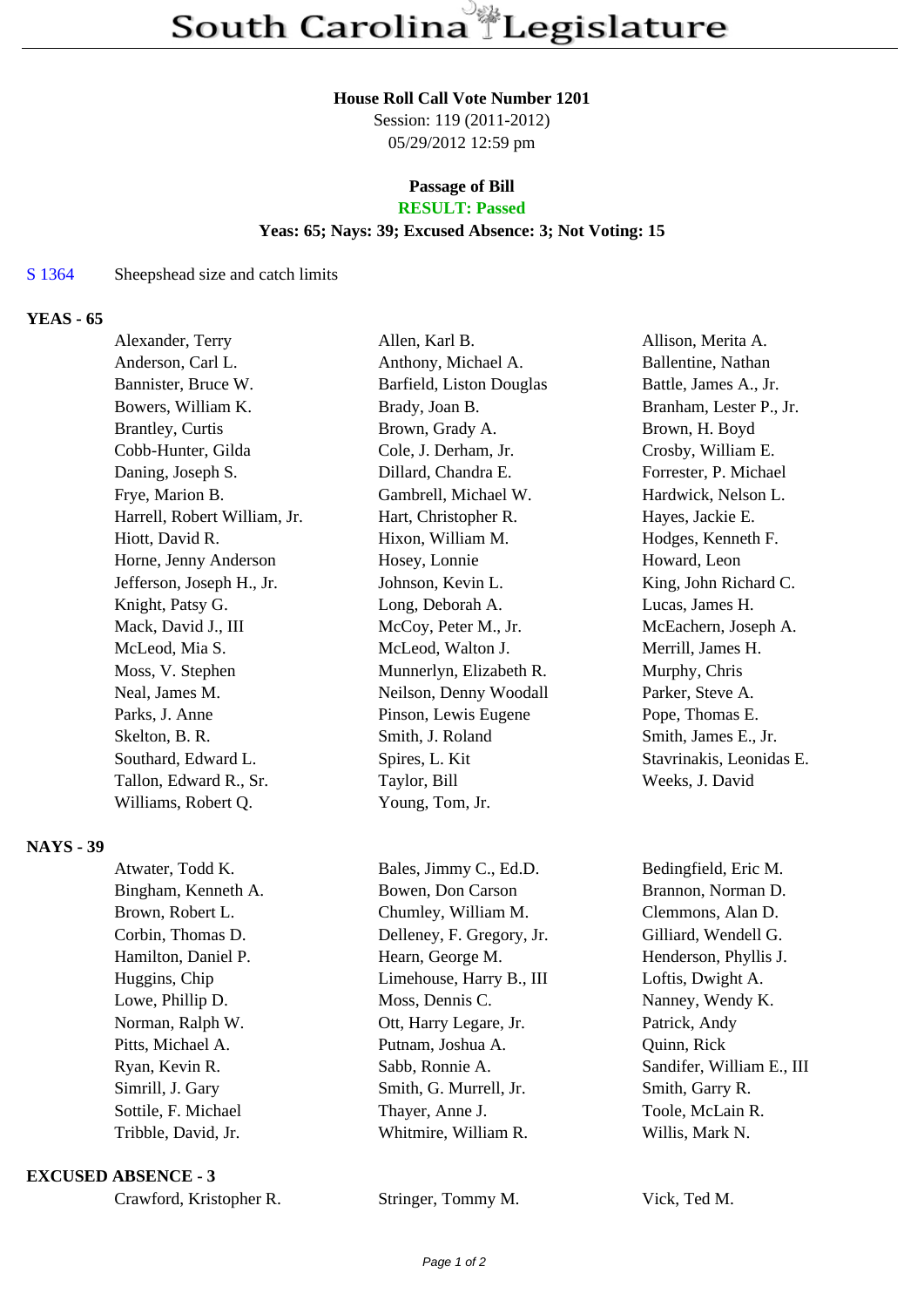# South Carolina Legislature

**House Roll Call Vote Number 1201**
Session: 119 (2011-2012)
05/29/2012 12:59 pm

**Passage of Bill**
**RESULT: Passed**
**Yeas: 65; Nays: 39; Excused Absence: 3; Not Voting: 15**

S 1364 Sheepshead size and catch limits

## YEAS - 65

| | | |
|---|---|---|
| Alexander, Terry | Allen, Karl B. | Allison, Merita A. |
| Anderson, Carl L. | Anthony, Michael A. | Ballentine, Nathan |
| Bannister, Bruce W. | Barfield, Liston Douglas | Battle, James A., Jr. |
| Bowers, William K. | Brady, Joan B. | Branham, Lester P., Jr. |
| Brantley, Curtis | Brown, Grady A. | Brown, H. Boyd |
| Cobb-Hunter, Gilda | Cole, J. Derham, Jr. | Crosby, William E. |
| Daning, Joseph S. | Dillard, Chandra E. | Forrester, P. Michael |
| Frye, Marion B. | Gambrell, Michael W. | Hardwick, Nelson L. |
| Harrell, Robert William, Jr. | Hart, Christopher R. | Hayes, Jackie E. |
| Hiott, David R. | Hixon, William M. | Hodges, Kenneth F. |
| Horne, Jenny Anderson | Hosey, Lonnie | Howard, Leon |
| Jefferson, Joseph H., Jr. | Johnson, Kevin L. | King, John Richard C. |
| Knight, Patsy G. | Long, Deborah A. | Lucas, James H. |
| Mack, David J., III | McCoy, Peter M., Jr. | McEachern, Joseph A. |
| McLeod, Mia S. | McLeod, Walton J. | Merrill, James H. |
| Moss, V. Stephen | Munnerlyn, Elizabeth R. | Murphy, Chris |
| Neal, James M. | Neilson, Denny Woodall | Parker, Steve A. |
| Parks, J. Anne | Pinson, Lewis Eugene | Pope, Thomas E. |
| Skelton, B. R. | Smith, J. Roland | Smith, James E., Jr. |
| Southard, Edward L. | Spires, L. Kit | Stavrinakis, Leonidas E. |
| Tallon, Edward R., Sr. | Taylor, Bill | Weeks, J. David |
| Williams, Robert Q. | Young, Tom, Jr. | |

## NAYS - 39

| | | |
|---|---|---|
| Atwater, Todd K. | Bales, Jimmy C., Ed.D. | Bedingfield, Eric M. |
| Bingham, Kenneth A. | Bowen, Don Carson | Brannon, Norman D. |
| Brown, Robert L. | Chumley, William M. | Clemmons, Alan D. |
| Corbin, Thomas D. | Delleney, F. Gregory, Jr. | Gilliard, Wendell G. |
| Hamilton, Daniel P. | Hearn, George M. | Henderson, Phyllis J. |
| Huggins, Chip | Limehouse, Harry B., III | Loftis, Dwight A. |
| Lowe, Phillip D. | Moss, Dennis C. | Nanney, Wendy K. |
| Norman, Ralph W. | Ott, Harry Legare, Jr. | Patrick, Andy |
| Pitts, Michael A. | Putnam, Joshua A. | Quinn, Rick |
| Ryan, Kevin R. | Sabb, Ronnie A. | Sandifer, William E., III |
| Simrill, J. Gary | Smith, G. Murrell, Jr. | Smith, Garry R. |
| Sottile, F. Michael | Thayer, Anne J. | Toole, McLain R. |
| Tribble, David, Jr. | Whitmire, William R. | Willis, Mark N. |

## EXCUSED ABSENCE - 3

| | | |
|---|---|---|
| Crawford, Kristopher R. | Stringer, Tommy M. | Vick, Ted M. |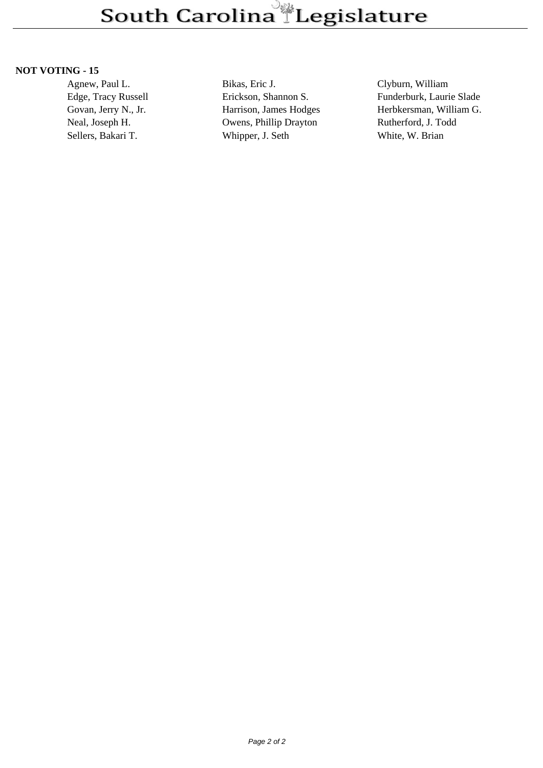**NOT VOTING - 15**

| | | |
|---|---|---|
| Agnew, Paul L. | Bikas, Eric J. | Clyburn, William |
| Edge, Tracy Russell | Erickson, Shannon S. | Funderburk, Laurie Slade |
| Govan, Jerry N., Jr. | Harrison, James Hodges | Herbkersman, William G. |
| Neal, Joseph H. | Owens, Phillip Drayton | Rutherford, J. Todd |
| Sellers, Bakari T. | Whipper, J. Seth | White, W. Brian |